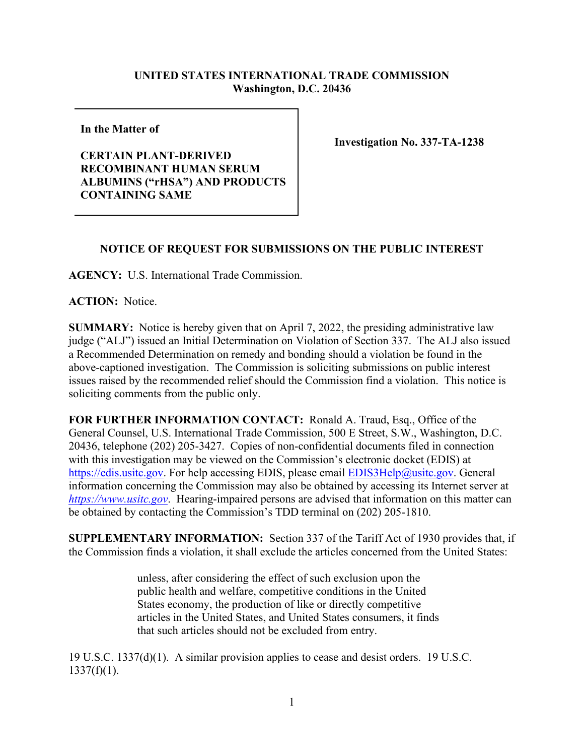**UNITED STATES INTERNATIONAL TRADE COMMISSION**
**Washington, D.C. 20436**

| | |
|---|---|
| **In the Matter of**<br><br>**CERTAIN PLANT-DERIVED RECOMBINANT HUMAN SERUM ALBUMINS ("rHSA") AND PRODUCTS CONTAINING SAME** | **Investigation No. 337-TA-1238** |

## NOTICE OF REQUEST FOR SUBMISSIONS ON THE PUBLIC INTEREST

**AGENCY:** U.S. International Trade Commission.

**ACTION:** Notice.

**SUMMARY:** Notice is hereby given that on April 7, 2022, the presiding administrative law judge ("ALJ") issued an Initial Determination on Violation of Section 337. The ALJ also issued a Recommended Determination on remedy and bonding should a violation be found in the above-captioned investigation. The Commission is soliciting submissions on public interest issues raised by the recommended relief should the Commission find a violation. This notice is soliciting comments from the public only.

**FOR FURTHER INFORMATION CONTACT:** Ronald A. Traud, Esq., Office of the General Counsel, U.S. International Trade Commission, 500 E Street, S.W., Washington, D.C. 20436, telephone (202) 205-3427. Copies of non-confidential documents filed in connection with this investigation may be viewed on the Commission's electronic docket (EDIS) at https://edis.usitc.gov. For help accessing EDIS, please email EDIS3Help@usitc.gov. General information concerning the Commission may also be obtained by accessing its Internet server at *https://www.usitc.gov*. Hearing-impaired persons are advised that information on this matter can be obtained by contacting the Commission's TDD terminal on (202) 205-1810.

**SUPPLEMENTARY INFORMATION:** Section 337 of the Tariff Act of 1930 provides that, if the Commission finds a violation, it shall exclude the articles concerned from the United States:

> unless, after considering the effect of such exclusion upon the public health and welfare, competitive conditions in the United States economy, the production of like or directly competitive articles in the United States, and United States consumers, it finds that such articles should not be excluded from entry.

19 U.S.C. 1337(d)(1). A similar provision applies to cease and desist orders. 19 U.S.C. 1337(f)(1).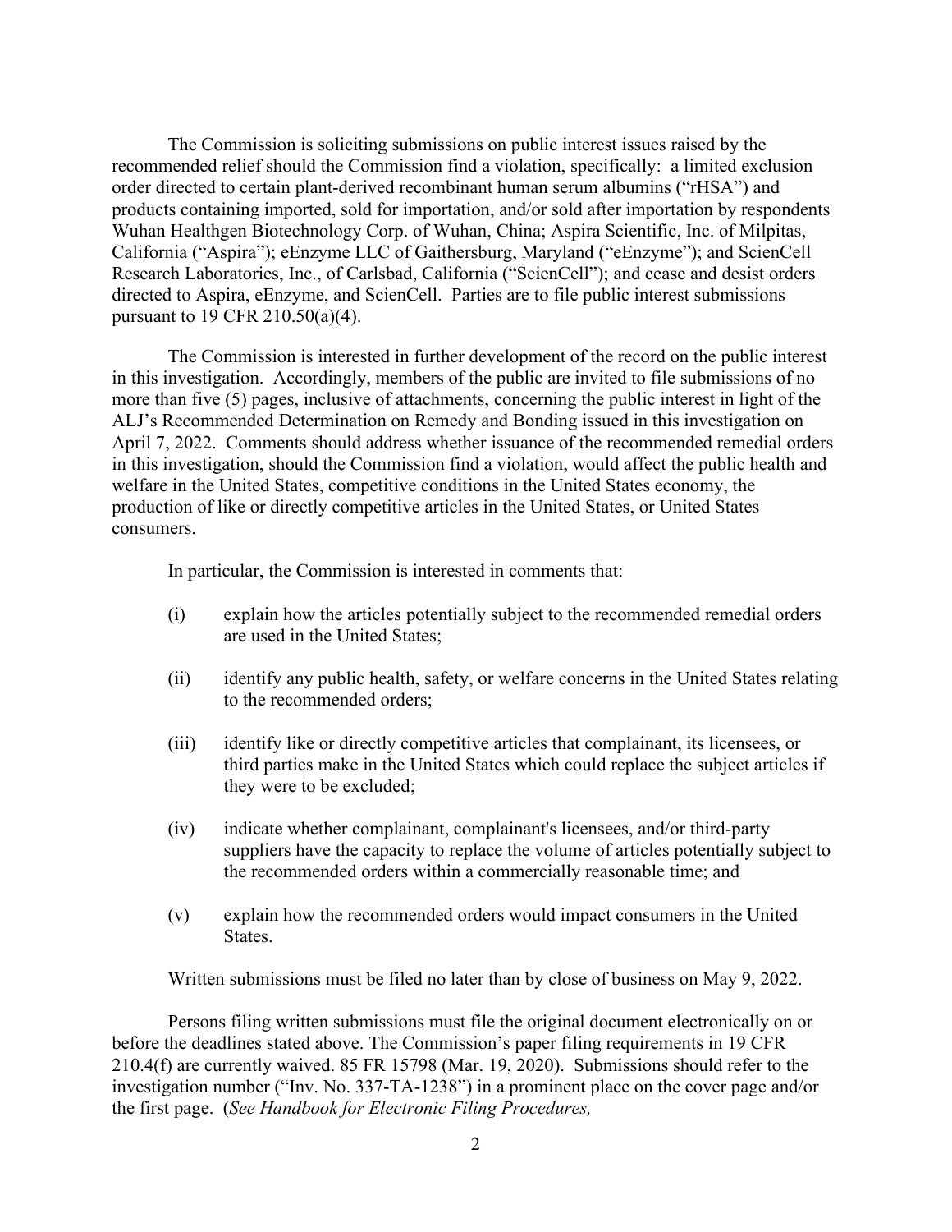The Commission is soliciting submissions on public interest issues raised by the recommended relief should the Commission find a violation, specifically: a limited exclusion order directed to certain plant-derived recombinant human serum albumins ("rHSA") and products containing imported, sold for importation, and/or sold after importation by respondents Wuhan Healthgen Biotechnology Corp. of Wuhan, China; Aspira Scientific, Inc. of Milpitas, California ("Aspira"); eEnzyme LLC of Gaithersburg, Maryland ("eEnzyme"); and ScienCell Research Laboratories, Inc., of Carlsbad, California ("ScienCell"); and cease and desist orders directed to Aspira, eEnzyme, and ScienCell. Parties are to file public interest submissions pursuant to 19 CFR 210.50(a)(4).

The Commission is interested in further development of the record on the public interest in this investigation. Accordingly, members of the public are invited to file submissions of no more than five (5) pages, inclusive of attachments, concerning the public interest in light of the ALJ's Recommended Determination on Remedy and Bonding issued in this investigation on April 7, 2022. Comments should address whether issuance of the recommended remedial orders in this investigation, should the Commission find a violation, would affect the public health and welfare in the United States, competitive conditions in the United States economy, the production of like or directly competitive articles in the United States, or United States consumers.

In particular, the Commission is interested in comments that:

(i) explain how the articles potentially subject to the recommended remedial orders are used in the United States;

(ii) identify any public health, safety, or welfare concerns in the United States relating to the recommended orders;

(iii) identify like or directly competitive articles that complainant, its licensees, or third parties make in the United States which could replace the subject articles if they were to be excluded;

(iv) indicate whether complainant, complainant's licensees, and/or third-party suppliers have the capacity to replace the volume of articles potentially subject to the recommended orders within a commercially reasonable time; and

(v) explain how the recommended orders would impact consumers in the United States.

Written submissions must be filed no later than by close of business on May 9, 2022.

Persons filing written submissions must file the original document electronically on or before the deadlines stated above. The Commission's paper filing requirements in 19 CFR 210.4(f) are currently waived. 85 FR 15798 (Mar. 19, 2020). Submissions should refer to the investigation number ("Inv. No. 337-TA-1238") in a prominent place on the cover page and/or the first page. (*See Handbook for Electronic Filing Procedures,*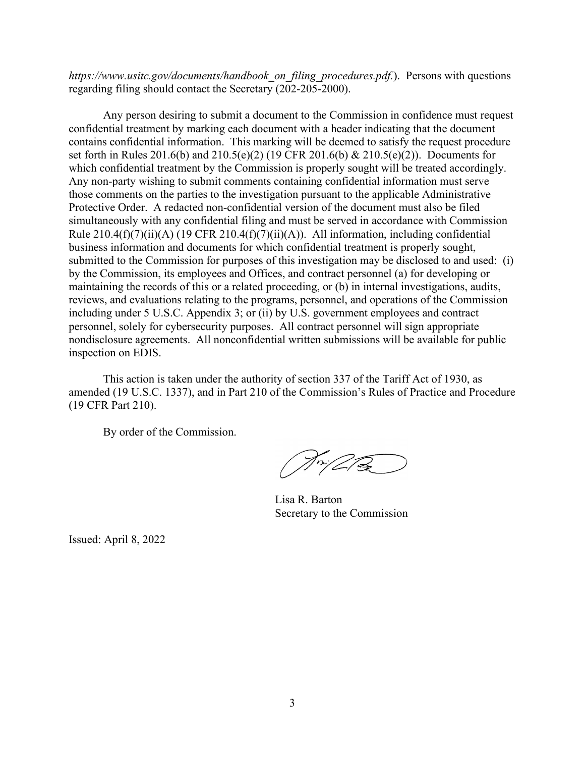*https://www.usitc.gov/documents/handbook_on_filing_procedures.pdf.*). Persons with questions regarding filing should contact the Secretary (202-205-2000).

Any person desiring to submit a document to the Commission in confidence must request confidential treatment by marking each document with a header indicating that the document contains confidential information. This marking will be deemed to satisfy the request procedure set forth in Rules 201.6(b) and 210.5(e)(2) (19 CFR 201.6(b) & 210.5(e)(2)). Documents for which confidential treatment by the Commission is properly sought will be treated accordingly. Any non-party wishing to submit comments containing confidential information must serve those comments on the parties to the investigation pursuant to the applicable Administrative Protective Order. A redacted non-confidential version of the document must also be filed simultaneously with any confidential filing and must be served in accordance with Commission Rule 210.4(f)(7)(ii)(A) (19 CFR 210.4(f)(7)(ii)(A)). All information, including confidential business information and documents for which confidential treatment is properly sought, submitted to the Commission for purposes of this investigation may be disclosed to and used: (i) by the Commission, its employees and Offices, and contract personnel (a) for developing or maintaining the records of this or a related proceeding, or (b) in internal investigations, audits, reviews, and evaluations relating to the programs, personnel, and operations of the Commission including under 5 U.S.C. Appendix 3; or (ii) by U.S. government employees and contract personnel, solely for cybersecurity purposes. All contract personnel will sign appropriate nondisclosure agreements. All nonconfidential written submissions will be available for public inspection on EDIS.

This action is taken under the authority of section 337 of the Tariff Act of 1930, as amended (19 U.S.C. 1337), and in Part 210 of the Commission's Rules of Practice and Procedure (19 CFR Part 210).

By order of the Commission.

Lisa R. Barton
Secretary to the Commission

Issued: April 8, 2022